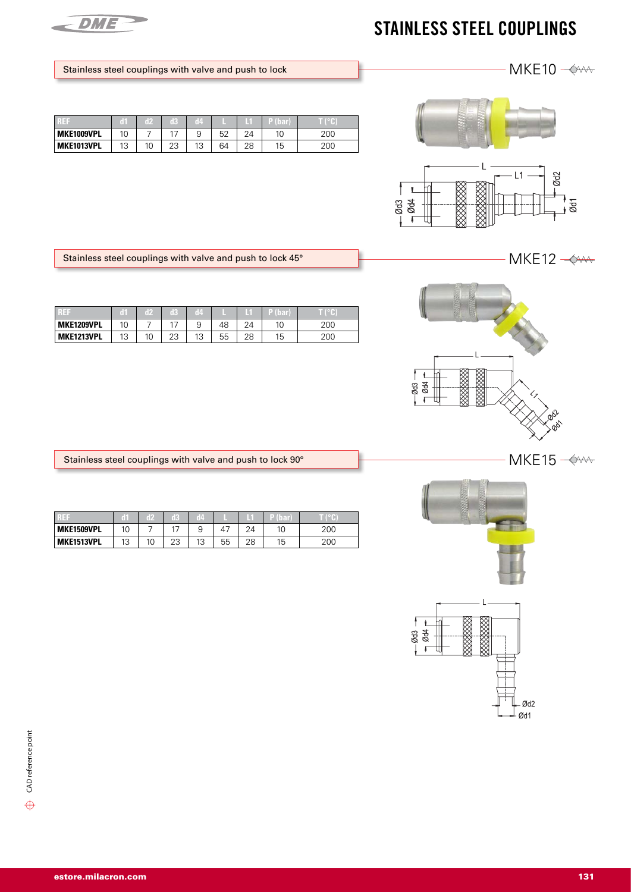# STAINLESS STEEL COUPLINGS

## Stainless steel couplings with valve and push to lock

MKE10

| REF | d1 | d2 | d3 | d4 | L | L1 | P (bar) | T (°C) |
|---|---|---|---|---|---|---|---|---|
| MKE1009VPL | 10 | 7 | 17 | 9 | 52 | 24 | 10 | 200 |
| MKE1013VPL | 13 | 10 | 23 | 13 | 64 | 28 | 15 | 200 |

## Stainless steel couplings with valve and push to lock 45°

MKE12

| REF | d1 | d2 | d3 | d4 | L | L1 | P (bar) | T (°C) |
|---|---|---|---|---|---|---|---|---|
| MKE1209VPL | 10 | 7 | 17 | 9 | 48 | 24 | 10 | 200 |
| MKE1213VPL | 13 | 10 | 23 | 13 | 55 | 28 | 15 | 200 |

## Stainless steel couplings with valve and push to lock 90°

MKE15

| REF | d1 | d2 | d3 | d4 | L | L1 | P (bar) | T (°C) |
|---|---|---|---|---|---|---|---|---|
| MKE1509VPL | 10 | 7 | 17 | 9 | 47 | 24 | 10 | 200 |
| MKE1513VPL | 13 | 10 | 23 | 13 | 55 | 28 | 15 | 200 |

CAD reference point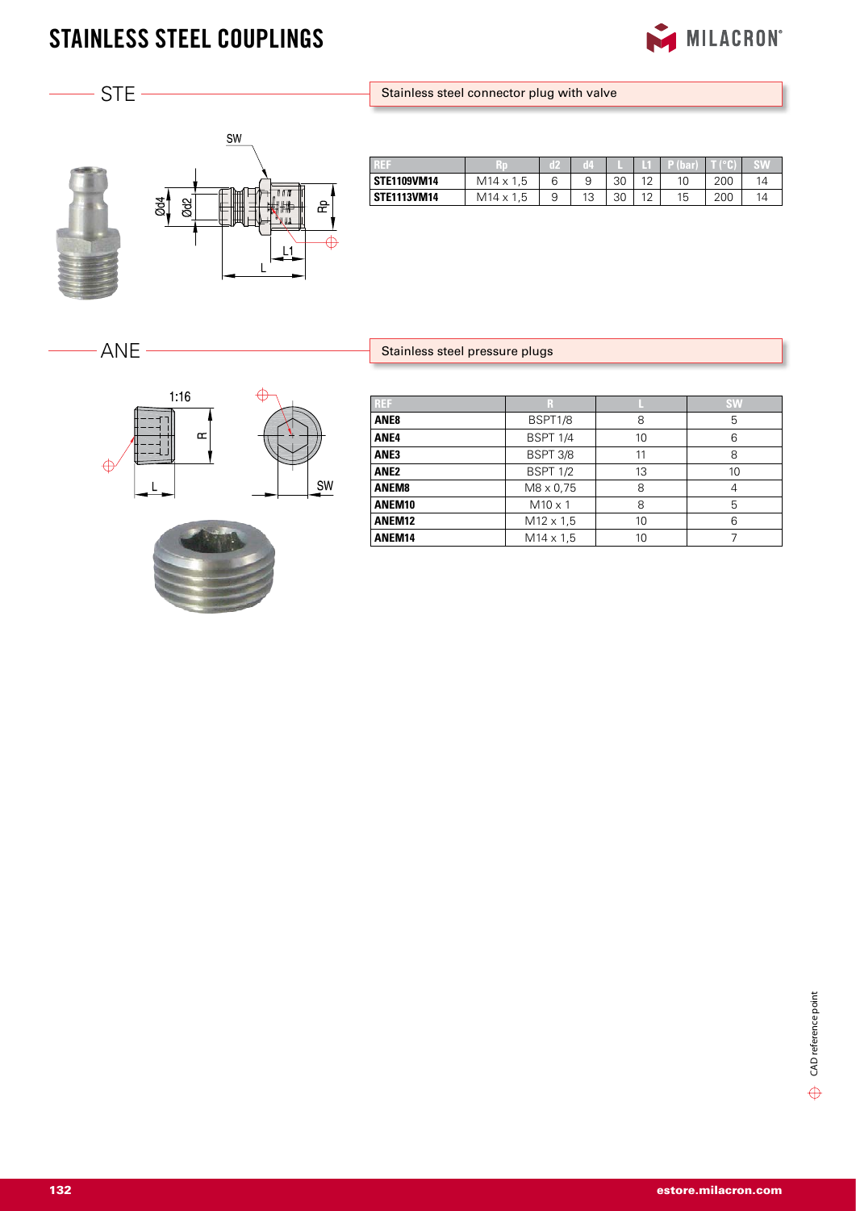# STAINLESS STEEL COUPLINGS

## STE

Stainless steel connector plug with valve

| REF | Rp | d2 | d4 | L | L1 | P (bar) | T (°C) | SW |
|---|---|---|---|---|---|---|---|---|
| STE1109VM14 | M14 x 1,5 | 6 | 9 | 30 | 12 | 10 | 200 | 14 |
| STE1113VM14 | M14 x 1,5 | 9 | 13 | 30 | 12 | 15 | 200 | 14 |

## ANE

Stainless steel pressure plugs

| REF | R | L | SW |
|---|---|---|---|
| ANE8 | BSPT1/8 | 8 | 5 |
| ANE4 | BSPT 1/4 | 10 | 6 |
| ANE3 | BSPT 3/8 | 11 | 8 |
| ANE2 | BSPT 1/2 | 13 | 10 |
| ANEM8 | M8 x 0,75 | 8 | 4 |
| ANEM10 | M10 x 1 | 8 | 5 |
| ANEM12 | M12 x 1,5 | 10 | 6 |
| ANEM14 | M14 x 1,5 | 10 | 7 |

⊕ CAD reference point